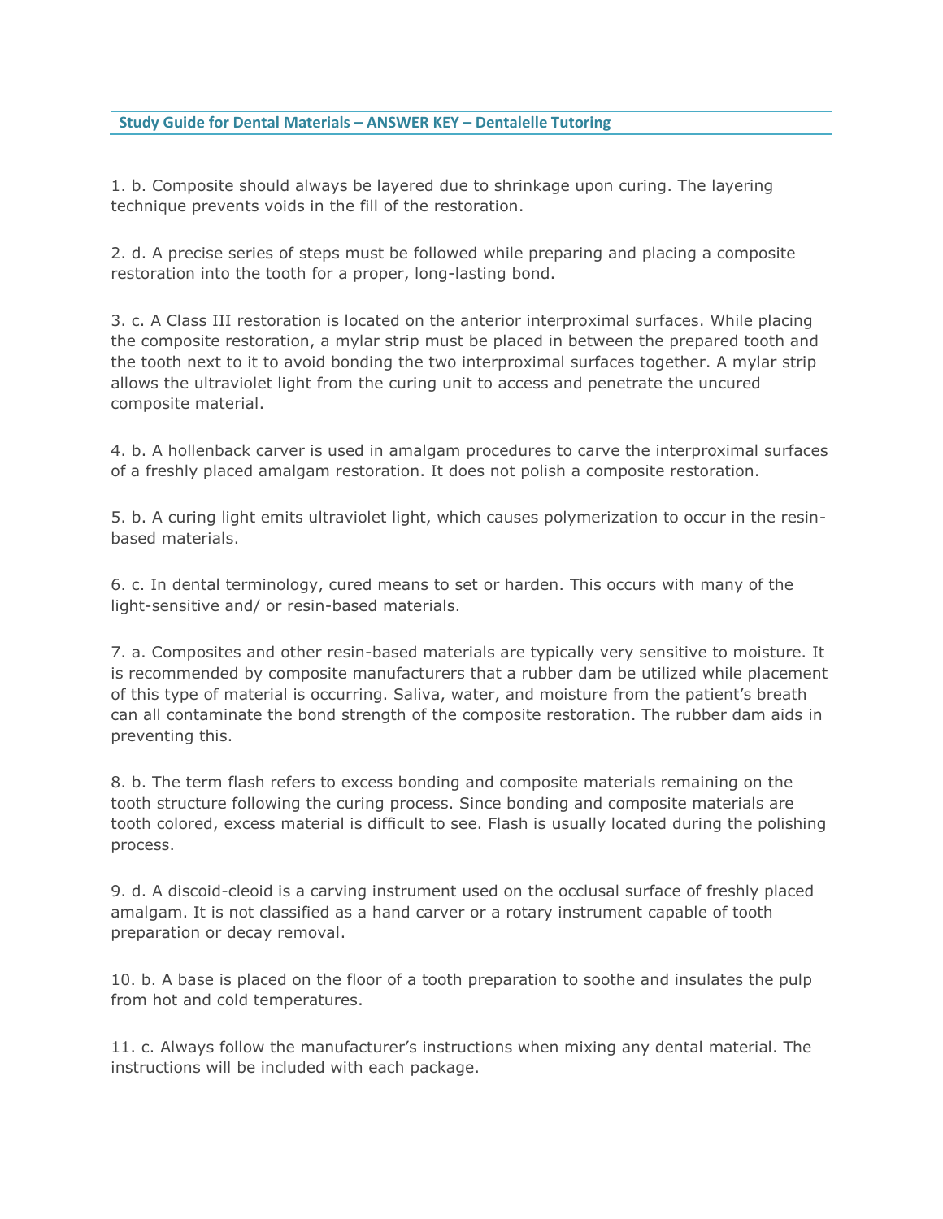## Study Guide for Dental Materials – ANSWER KEY – Dentalelle Tutoring

1. b. Composite should always be layered due to shrinkage upon curing. The layering technique prevents voids in the fill of the restoration.

2. d. A precise series of steps must be followed while preparing and placing a composite restoration into the tooth for a proper, long-lasting bond.

3. c. A Class III restoration is located on the anterior interproximal surfaces. While placing the composite restoration, a mylar strip must be placed in between the prepared tooth and the tooth next to it to avoid bonding the two interproximal surfaces together. A mylar strip allows the ultraviolet light from the curing unit to access and penetrate the uncured composite material.

4. b. A hollenback carver is used in amalgam procedures to carve the interproximal surfaces of a freshly placed amalgam restoration. It does not polish a composite restoration.

5. b. A curing light emits ultraviolet light, which causes polymerization to occur in the resin-based materials.

6. c. In dental terminology, cured means to set or harden. This occurs with many of the light-sensitive and/ or resin-based materials.

7. a. Composites and other resin-based materials are typically very sensitive to moisture. It is recommended by composite manufacturers that a rubber dam be utilized while placement of this type of material is occurring. Saliva, water, and moisture from the patient's breath can all contaminate the bond strength of the composite restoration. The rubber dam aids in preventing this.

8. b. The term flash refers to excess bonding and composite materials remaining on the tooth structure following the curing process. Since bonding and composite materials are tooth colored, excess material is difficult to see. Flash is usually located during the polishing process.

9. d. A discoid-cleoid is a carving instrument used on the occlusal surface of freshly placed amalgam. It is not classified as a hand carver or a rotary instrument capable of tooth preparation or decay removal.

10. b. A base is placed on the floor of a tooth preparation to soothe and insulates the pulp from hot and cold temperatures.

11. c. Always follow the manufacturer's instructions when mixing any dental material. The instructions will be included with each package.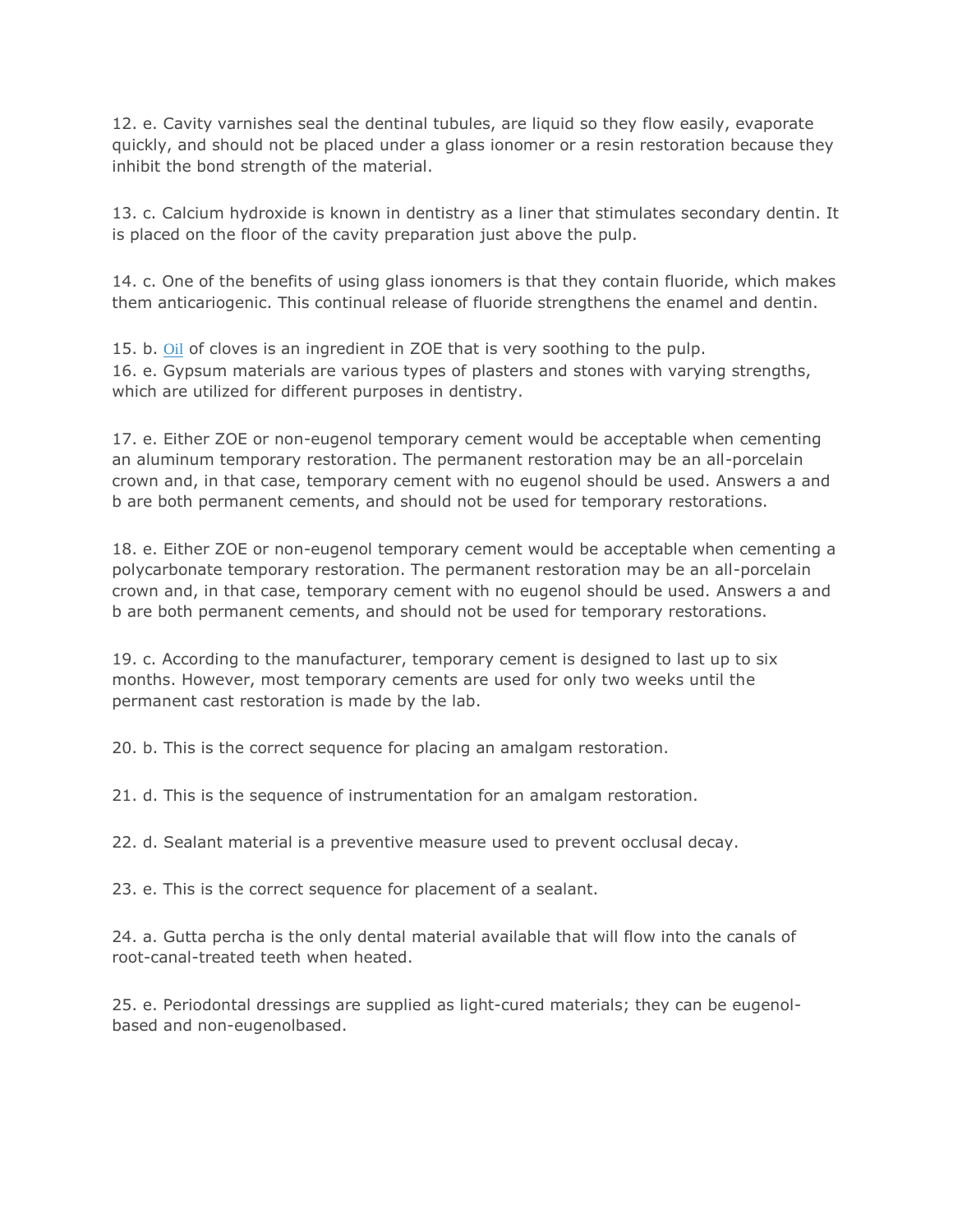12. e. Cavity varnishes seal the dentinal tubules, are liquid so they flow easily, evaporate quickly, and should not be placed under a glass ionomer or a resin restoration because they inhibit the bond strength of the material.

13. c. Calcium hydroxide is known in dentistry as a liner that stimulates secondary dentin. It is placed on the floor of the cavity preparation just above the pulp.

14. c. One of the benefits of using glass ionomers is that they contain fluoride, which makes them anticariogenic. This continual release of fluoride strengthens the enamel and dentin.

15. b. Oil of cloves is an ingredient in ZOE that is very soothing to the pulp.
16. e. Gypsum materials are various types of plasters and stones with varying strengths, which are utilized for different purposes in dentistry.

17. e. Either ZOE or non-eugenol temporary cement would be acceptable when cementing an aluminum temporary restoration. The permanent restoration may be an all-porcelain crown and, in that case, temporary cement with no eugenol should be used. Answers a and b are both permanent cements, and should not be used for temporary restorations.

18. e. Either ZOE or non-eugenol temporary cement would be acceptable when cementing a polycarbonate temporary restoration. The permanent restoration may be an all-porcelain crown and, in that case, temporary cement with no eugenol should be used. Answers a and b are both permanent cements, and should not be used for temporary restorations.

19. c. According to the manufacturer, temporary cement is designed to last up to six months. However, most temporary cements are used for only two weeks until the permanent cast restoration is made by the lab.

20. b. This is the correct sequence for placing an amalgam restoration.

21. d. This is the sequence of instrumentation for an amalgam restoration.

22. d. Sealant material is a preventive measure used to prevent occlusal decay.

23. e. This is the correct sequence for placement of a sealant.

24. a. Gutta percha is the only dental material available that will flow into the canals of root-canal-treated teeth when heated.

25. e. Periodontal dressings are supplied as light-cured materials; they can be eugenol-based and non-eugenolbased.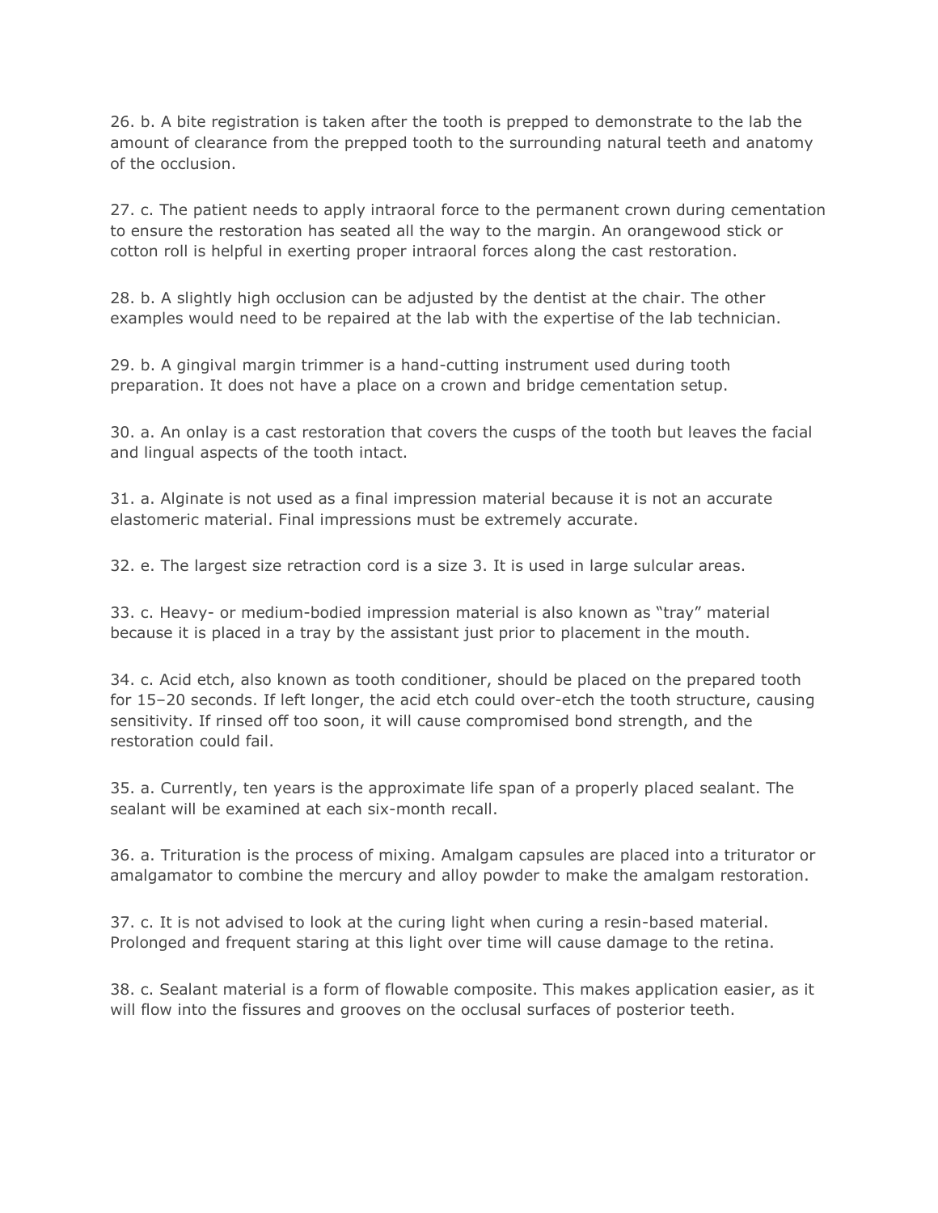26. b. A bite registration is taken after the tooth is prepped to demonstrate to the lab the amount of clearance from the prepped tooth to the surrounding natural teeth and anatomy of the occlusion.

27. c. The patient needs to apply intraoral force to the permanent crown during cementation to ensure the restoration has seated all the way to the margin. An orangewood stick or cotton roll is helpful in exerting proper intraoral forces along the cast restoration.

28. b. A slightly high occlusion can be adjusted by the dentist at the chair. The other examples would need to be repaired at the lab with the expertise of the lab technician.

29. b. A gingival margin trimmer is a hand-cutting instrument used during tooth preparation. It does not have a place on a crown and bridge cementation setup.

30. a. An onlay is a cast restoration that covers the cusps of the tooth but leaves the facial and lingual aspects of the tooth intact.

31. a. Alginate is not used as a final impression material because it is not an accurate elastomeric material. Final impressions must be extremely accurate.

32. e. The largest size retraction cord is a size 3. It is used in large sulcular areas.

33. c. Heavy- or medium-bodied impression material is also known as "tray" material because it is placed in a tray by the assistant just prior to placement in the mouth.

34. c. Acid etch, also known as tooth conditioner, should be placed on the prepared tooth for 15–20 seconds. If left longer, the acid etch could over-etch the tooth structure, causing sensitivity. If rinsed off too soon, it will cause compromised bond strength, and the restoration could fail.

35. a. Currently, ten years is the approximate life span of a properly placed sealant. The sealant will be examined at each six-month recall.

36. a. Trituration is the process of mixing. Amalgam capsules are placed into a triturator or amalgamator to combine the mercury and alloy powder to make the amalgam restoration.

37. c. It is not advised to look at the curing light when curing a resin-based material. Prolonged and frequent staring at this light over time will cause damage to the retina.

38. c. Sealant material is a form of flowable composite. This makes application easier, as it will flow into the fissures and grooves on the occlusal surfaces of posterior teeth.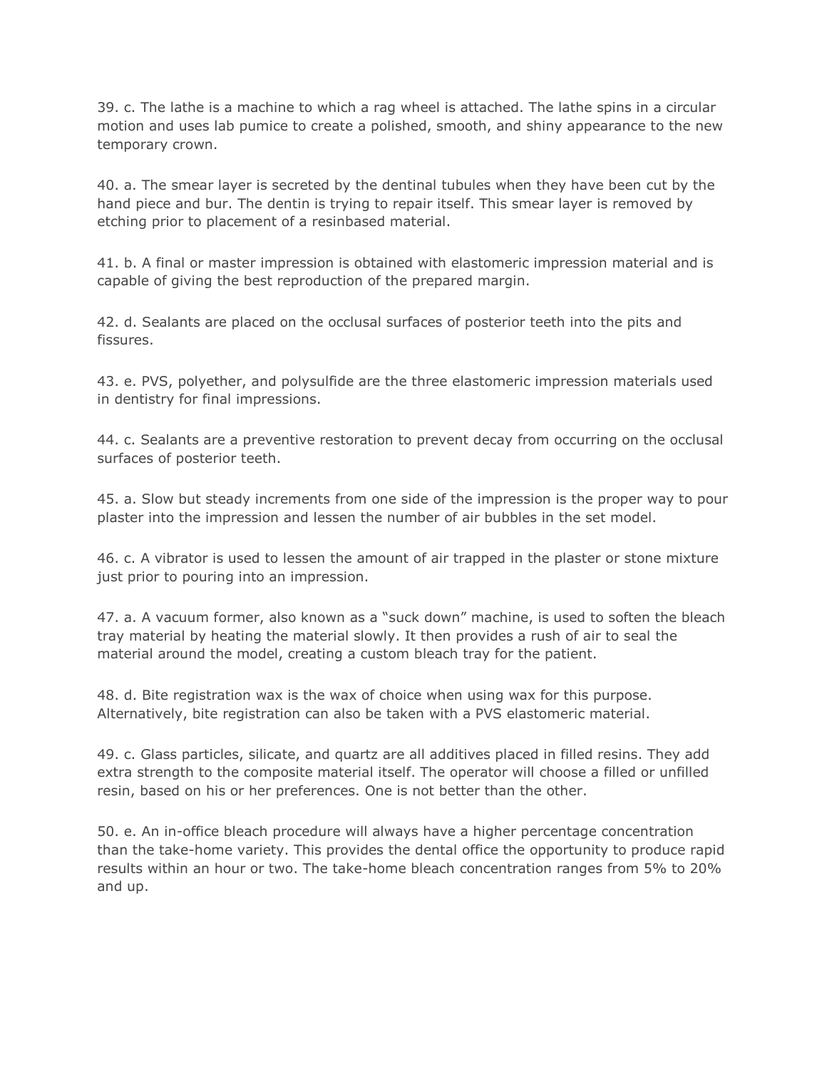39. c. The lathe is a machine to which a rag wheel is attached. The lathe spins in a circular motion and uses lab pumice to create a polished, smooth, and shiny appearance to the new temporary crown.

40. a. The smear layer is secreted by the dentinal tubules when they have been cut by the hand piece and bur. The dentin is trying to repair itself. This smear layer is removed by etching prior to placement of a resinbased material.

41. b. A final or master impression is obtained with elastomeric impression material and is capable of giving the best reproduction of the prepared margin.

42. d. Sealants are placed on the occlusal surfaces of posterior teeth into the pits and fissures.

43. e. PVS, polyether, and polysulfide are the three elastomeric impression materials used in dentistry for final impressions.

44. c. Sealants are a preventive restoration to prevent decay from occurring on the occlusal surfaces of posterior teeth.

45. a. Slow but steady increments from one side of the impression is the proper way to pour plaster into the impression and lessen the number of air bubbles in the set model.

46. c. A vibrator is used to lessen the amount of air trapped in the plaster or stone mixture just prior to pouring into an impression.

47. a. A vacuum former, also known as a “suck down” machine, is used to soften the bleach tray material by heating the material slowly. It then provides a rush of air to seal the material around the model, creating a custom bleach tray for the patient.

48. d. Bite registration wax is the wax of choice when using wax for this purpose. Alternatively, bite registration can also be taken with a PVS elastomeric material.

49. c. Glass particles, silicate, and quartz are all additives placed in filled resins. They add extra strength to the composite material itself. The operator will choose a filled or unfilled resin, based on his or her preferences. One is not better than the other.

50. e. An in-office bleach procedure will always have a higher percentage concentration than the take-home variety. This provides the dental office the opportunity to produce rapid results within an hour or two. The take-home bleach concentration ranges from 5% to 20% and up.